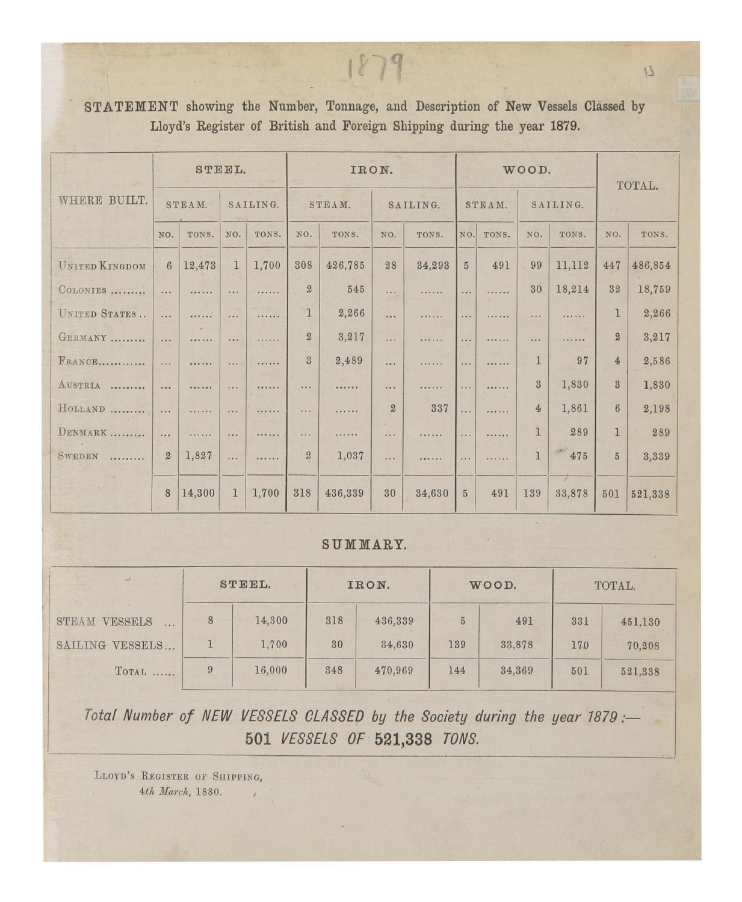1879

**STATEMENT** showing the Number, Tonnage, and Description of New Vessels Classed by Lloyd's Register of British and Foreign Shipping during the year 1879.

| WHERE BUILT. | STEEL. | | | | IRON. | | | | WOOD. | | | | TOTAL. | |
|---|---|---|---|---|---|---|---|---|---|---|---|---|---|---|
| | STEAM. | | SAILING. | | STEAM. | | SAILING. | | STEAM. | | SAILING. | | | |
| | NO. | TONS. | NO. | TONS. | NO. | TONS. | NO. | TONS. | NO. | TONS. | NO. | TONS. | NO. | TONS. |
| UNITED KINGDOM | 6 | 12,473 | 1 | 1,700 | 308 | 426,785 | 28 | 34,293 | 5 | 491 | 99 | 11,112 | 447 | 486,854 |
| COLONIES ......... | ... | ...... | ... | ...... | 2 | 545 | ... | ...... | ... | ...... | 30 | 18,214 | 32 | 18,759 |
| UNITED STATES .. | ... | ...... | ... | ...... | 1 | 2,266 | ... | ...... | ... | ...... | ... | ...... | 1 | 2,266 |
| GERMANY ......... | ... | ...... | ... | ...... | 2 | 3,217 | ... | ...... | ... | ...... | ... | ...... | 2 | 3,217 |
| FRANCE............ | ... | ...... | ... | ...... | 3 | 2,489 | ... | ...... | ... | ...... | 1 | 97 | 4 | 2,586 |
| AUSTRIA ......... | ... | ...... | ... | ...... | ... | ...... | ... | ...... | ... | ...... | 3 | 1,830 | 3 | 1,830 |
| HOLLAND ......... | ... | ...... | ... | ...... | ... | ...... | 2 | 337 | ... | ...... | 4 | 1,861 | 6 | 2,198 |
| DENMARK ......... | ... | ...... | ... | ...... | ... | ...... | ... | ...... | ... | ...... | 1 | 289 | 1 | 289 |
| SWEDEN ......... | 2 | 1,827 | ... | ...... | 2 | 1,037 | ... | ...... | ... | ...... | 1 | 475 | 5 | 3,339 |
| | 8 | 14,300 | 1 | 1,700 | 318 | 436,339 | 30 | 34,630 | 5 | 491 | 139 | 33,878 | 501 | 521,338 |

## SUMMARY.

| | STEEL. | | IRON. | | WOOD. | | TOTAL. | |
|---|---|---|---|---|---|---|---|---|
| STEAM VESSELS ... | 8 | 14,300 | 318 | 436,339 | 5 | 491 | 331 | 451,130 |
| SAILING VESSELS... | 1 | 1,700 | 30 | 34,630 | 139 | 33,878 | 170 | 70,208 |
| TOTAL ...... | 9 | 16,000 | 348 | 470,969 | 144 | 34,369 | 501 | 521,338 |

*Total Number of NEW VESSELS CLASSED by the Society during the year 1879 :—*
**501** *VESSELS OF* **521,338** *TONS.*

LLOYD'S REGISTER OF SHIPPING,
*4th March,* 1880.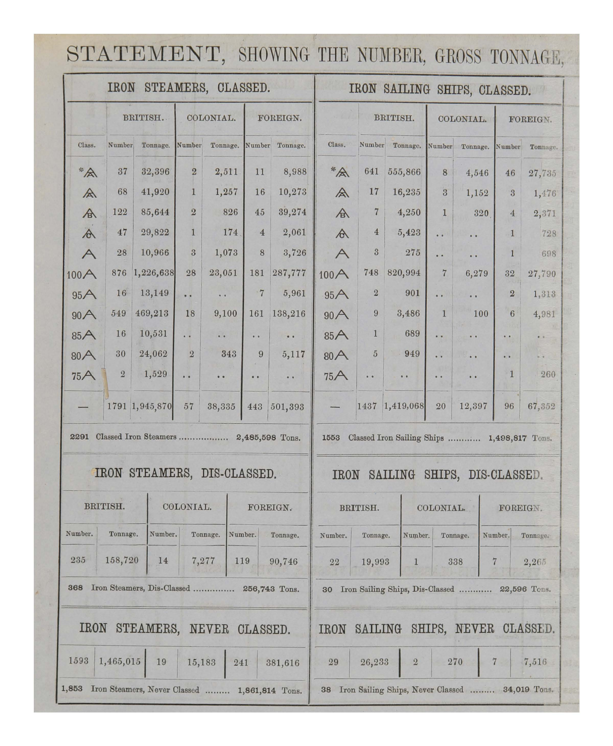# STATEMENT, SHOWING THE NUMBER, GROSS TONNAGE,

## IRON STEAMERS, CLASSED.

| Class. | British. | | Colonial. | | Foreign. | |
|---|---|---|---|---|---|---|
| | Number | Tonnage. | Number | Tonnage. | Number | Tonnage. |
| *Æ | 37 | 32,396 | 2 | 2,511 | 11 | 8,988 |
| Æ | 68 | 41,920 | 1 | 1,257 | 16 | 10,273 |
| Æ (B) | 122 | 85,644 | 2 | 826 | 45 | 39,274 |
| Æ (C) | 47 | 29,822 | 1 | 174 | 4 | 2,061 |
| A | 28 | 10,966 | 3 | 1,073 | 8 | 3,726 |
| 100A | 876 | 1,226,638 | 28 | 23,051 | 181 | 287,777 |
| 95A | 16 | 13,149 | .. | .. | 7 | 5,961 |
| 90A | 549 | 469,213 | 18 | 9,100 | 161 | 138,216 |
| 85A | 16 | 10,531 | .. | .. | .. | .. |
| 80A | 30 | 24,062 | 2 | 343 | 9 | 5,117 |
| 75A | 2 | 1,529 | .. | .. | .. | .. |
| — | 1791 | 1,945,870 | 57 | 38,335 | 443 | 501,393 |

2291 Classed Iron Steamers .................. 2,485,598 Tons.

## IRON SAILING SHIPS, CLASSED.

| Class. | British. | | Colonial. | | Foreign. | |
|---|---|---|---|---|---|---|
| | Number | Tonnage. | Number | Tonnage. | Number | Tonnage. |
| *Æ | 641 | 555,866 | 8 | 4,546 | 46 | 27,735 |
| Æ | 17 | 16,235 | 3 | 1,152 | 3 | 1,476 |
| Æ (B) | 7 | 4,250 | 1 | 320 | 4 | 2,371 |
| Æ (C) | 4 | 5,423 | .. | .. | 1 | 728 |
| A | 3 | 275 | .. | .. | 1 | 698 |
| 100A | 748 | 820,994 | 7 | 6,279 | 32 | 27,790 |
| 95A | 2 | 901 | .. | .. | 2 | 1,313 |
| 90A | 9 | 3,486 | 1 | 100 | 6 | 4,981 |
| 85A | 1 | 689 | .. | .. | .. | .. |
| 80A | 5 | 949 | .. | .. | .. | .. |
| 75A | .. | .. | .. | .. | 1 | 260 |
| — | 1437 | 1,419,068 | 20 | 12,397 | 96 | 67,352 |

1553 Classed Iron Sailing Ships ............ 1,498,817 Tons.

## IRON STEAMERS, DIS-CLASSED.

| British. | | Colonial. | | Foreign. | |
|---|---|---|---|---|---|
| Number. | Tonnage. | Number. | Tonnage. | Number. | Tonnage. |
| 235 | 158,720 | 14 | 7,277 | 119 | 90,746 |

368 Iron Steamers, Dis-Classed ............... 256,743 Tons.

## IRON SAILING SHIPS, DIS-CLASSED.

| British. | | Colonial. | | Foreign. | |
|---|---|---|---|---|---|
| Number. | Tonnage. | Number. | Tonnage. | Number. | Tonnage. |
| 22 | 19,993 | 1 | 338 | 7 | 2,265 |

30 Iron Sailing Ships, Dis-Classed ............ 22,596 Tons.

## IRON STEAMERS, NEVER CLASSED.

| British. | | Colonial. | | Foreign. | |
|---|---|---|---|---|---|
| 1593 | 1,465,015 | 19 | 15,183 | 241 | 381,616 |

1,853 Iron Steamers, Never Classed ......... 1,861,814 Tons.

## IRON SAILING SHIPS, NEVER CLASSED.

| British. | | Colonial. | | Foreign. | |
|---|---|---|---|---|---|
| 29 | 26,233 | 2 | 270 | 7 | 7,516 |

38 Iron Sailing Ships, Never Classed ......... 34,019 Tons.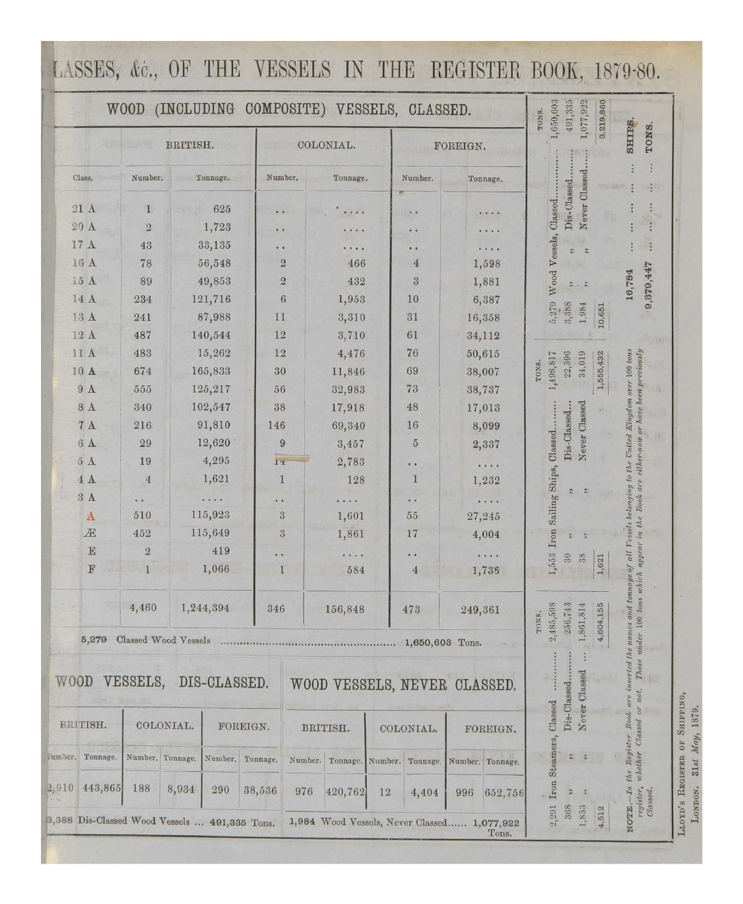# [C]LASSES, &c., OF THE VESSELS IN THE REGISTER BOOK, 1879-80.

## WOOD (INCLUDING COMPOSITE) VESSELS, CLASSED.

| Class. | BRITISH. Number. | BRITISH. Tonnage. | COLONIAL. Number. | COLONIAL. Tonnage. | FOREIGN. Number. | FOREIGN. Tonnage. |
|---|---|---|---|---|---|---|
| 21 A | 1 | 625 | .. | .... | .. | .... |
| 20 A | 2 | 1,723 | .. | .... | .. | .... |
| 17 A | 43 | 33,135 | .. | .... | .. | .... |
| 16 A | 78 | 56,548 | 2 | 466 | 4 | 1,598 |
| 15 A | 89 | 49,853 | 2 | 432 | 3 | 1,881 |
| 14 A | 234 | 121,716 | 6 | 1,953 | 10 | 6,387 |
| 13 A | 241 | 87,988 | 11 | 3,310 | 31 | 16,358 |
| 12 A | 487 | 140,544 | 12 | 3,710 | 61 | 34,112 |
| 11 A | 483 | 15,262 | 12 | 4,476 | 76 | 50,615 |
| 10 A | 674 | 165,833 | 30 | 11,846 | 69 | 38,007 |
| 9 A | 555 | 125,217 | 56 | 32,983 | 73 | 38,737 |
| 8 A | 340 | 102,547 | 38 | 17,918 | 48 | 17,013 |
| 7 A | 216 | 91,810 | 146 | 69,340 | 16 | 8,099 |
| 6 A | 29 | 12,620 | 9 | 3,457 | 5 | 2,337 |
| 5 A | 19 | 4,295 | 14 | 2,783 | .. | .... |
| 4 A | 4 | 1,621 | 1 | 128 | 1 | 1,232 |
| 3 A | .. | .... | .. | .... | .. | .... |
| A | 510 | 115,923 | 3 | 1,601 | 55 | 27,245 |
| Æ | 452 | 115,649 | 3 | 1,861 | 17 | 4,004 |
| E | 2 | 419 | .. | .... | .. | .... |
| F | 1 | 1,066 | 1 | 584 | 4 | 1,736 |
| | 4,460 | 1,244,394 | 346 | 156,848 | 473 | 249,361 |

5,279 Classed Wood Vessels ........................................ 1,650,603 Tons.

## WOOD VESSELS, DIS-CLASSED.

| BRITISH. Number. | BRITISH. Tonnage. | COLONIAL. Number. | COLONIAL. Tonnage. | FOREIGN. Number. | FOREIGN. Tonnage. |
|---|---|---|---|---|---|
| 2,910 | 443,865 | 188 | 8,934 | 290 | 38,536 |

3,388 Dis-Classed Wood Vessels ... 491,335 Tons.

## WOOD VESSELS, NEVER CLASSED.

| BRITISH. Number. | BRITISH. Tonnage. | COLONIAL. Number. | COLONIAL. Tonnage. | FOREIGN. Number. | FOREIGN. Tonnage. |
|---|---|---|---|---|---|
| 976 | 420,762 | 12 | 4,404 | 996 | 652,756 |

1,984 Wood Vessels, Never Classed...... 1,077,922 Tons.

| | | Tons. |
|---|---|---|
| 2,291 | Iron Steamers, Classed ........... | 2,485,598 |
| 368 | " " Dis-Classed........ | 256,743 |
| 1,853 | " " Never Classed ... | 1,861,814 |
| 4,512 | | 4,604,155 |

| | | Tons. |
|---|---|---|
| 1,553 | Iron Sailing Ships, Classed....... | 1,498,817 |
| 30 | " " Dis-Classed... | 22,596 |
| 38 | " " Never Classed | 34,019 |
| 1,621 | | 1,555,432 |

| | | Tons. |
|---|---|---|
| 5,279 | Wood Vessels, Classed............ | 1,650,603 |
| 3,388 | " " Dis-Classed....... | 491,335 |
| 1,984 | " " Never Classed..... | 1,077,922 |
| 10,651 | | 3,219,860 |

16,794 ... ... ... ... SHIPS.

9,379,447 ... ... ... ... TONS.

*NOTE.—In the Register Book are inserted the names and tonnage of all Vessels belonging to the United Kingdom over 100 tons register, whether Classed or not. Those under 100 tons which appear in the Book are either now or have been previously Classed.*

LLOYD'S REGISTER OF SHIPPING,
LONDON. 31st May, 1879.